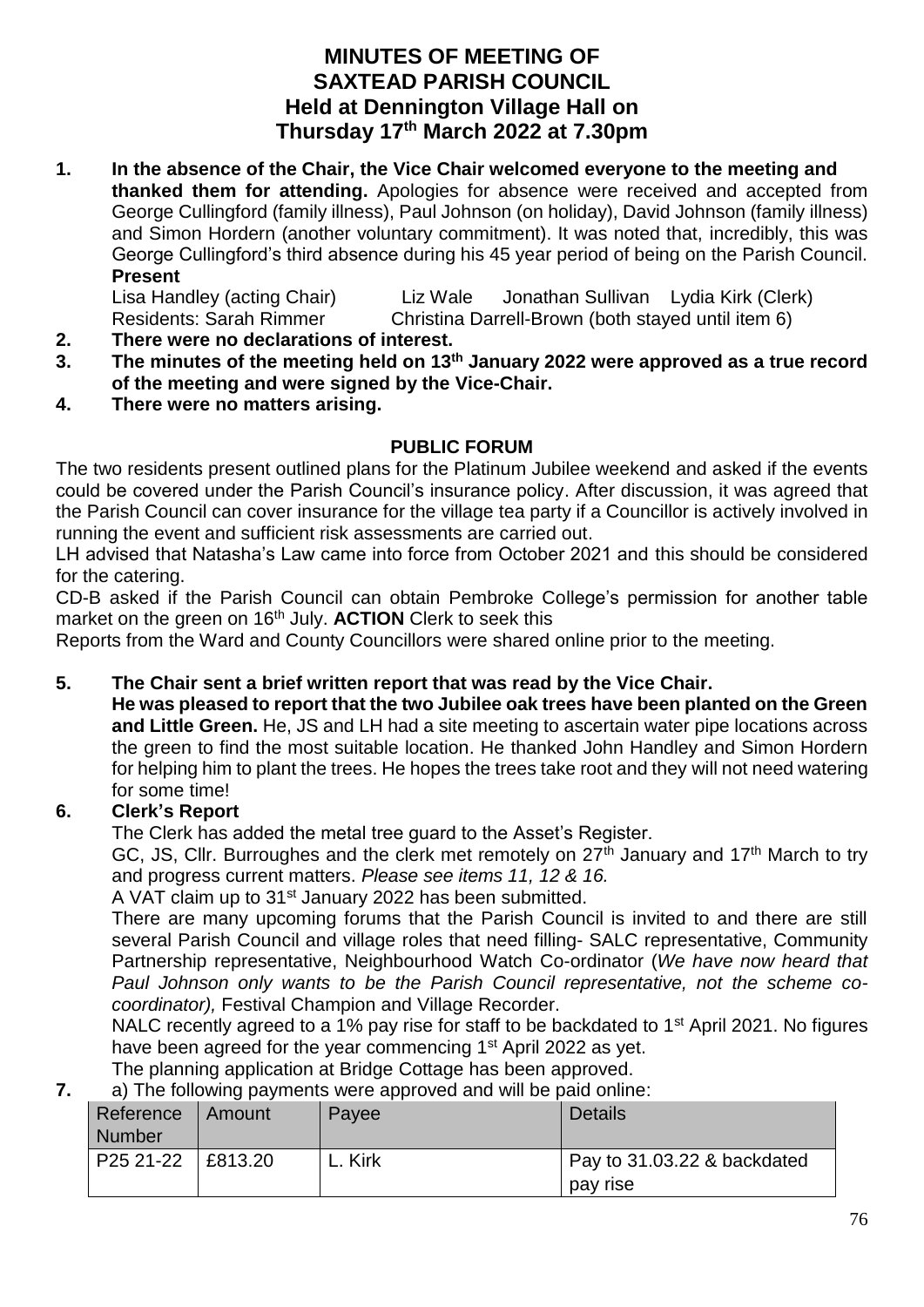# MINUTES OF MEETING OF SAXTEAD PARISH COUNCIL Held at Dennington Village Hall on Thursday 17th March 2022 at 7.30pm

**1. In the absence of the Chair, the Vice Chair welcomed everyone to the meeting and thanked them for attending.** Apologies for absence were received and accepted from George Cullingford (family illness), Paul Johnson (on holiday), David Johnson (family illness) and Simon Hordern (another voluntary commitment). It was noted that, incredibly, this was George Cullingford's third absence during his 45 year period of being on the Parish Council.

**Present**

Lisa Handley (acting Chair) Liz Wale Jonathan Sullivan Lydia Kirk (Clerk)
Residents: Sarah Rimmer Christina Darrell-Brown (both stayed until item 6)

**2. There were no declarations of interest.**

**3. The minutes of the meeting held on 13th January 2022 were approved as a true record of the meeting and were signed by the Vice-Chair.**

**4. There were no matters arising.**

## PUBLIC FORUM

The two residents present outlined plans for the Platinum Jubilee weekend and asked if the events could be covered under the Parish Council's insurance policy. After discussion, it was agreed that the Parish Council can cover insurance for the village tea party if a Councillor is actively involved in running the event and sufficient risk assessments are carried out.

LH advised that Natasha's Law came into force from October 2021 and this should be considered for the catering.

CD-B asked if the Parish Council can obtain Pembroke College's permission for another table market on the green on 16th July. **ACTION** Clerk to seek this

Reports from the Ward and County Councillors were shared online prior to the meeting.

**5. The Chair sent a brief written report that was read by the Vice Chair.**

**He was pleased to report that the two Jubilee oak trees have been planted on the Green and Little Green.** He, JS and LH had a site meeting to ascertain water pipe locations across the green to find the most suitable location. He thanked John Handley and Simon Hordern for helping him to plant the trees. He hopes the trees take root and they will not need watering for some time!

**6. Clerk's Report**

The Clerk has added the metal tree guard to the Asset's Register.

GC, JS, Cllr. Burroughes and the clerk met remotely on 27th January and 17th March to try and progress current matters. *Please see items 11, 12 & 16.*

A VAT claim up to 31st January 2022 has been submitted.

There are many upcoming forums that the Parish Council is invited to and there are still several Parish Council and village roles that need filling- SALC representative, Community Partnership representative, Neighbourhood Watch Co-ordinator (*We have now heard that Paul Johnson only wants to be the Parish Council representative, not the scheme co-coordinator),* Festival Champion and Village Recorder.

NALC recently agreed to a 1% pay rise for staff to be backdated to 1st April 2021. No figures have been agreed for the year commencing 1st April 2022 as yet.

The planning application at Bridge Cottage has been approved.

**7.** a) The following payments were approved and will be paid online:

| Reference Number | Amount | Payee | Details |
|---|---|---|---|
| P25 21-22 | £813.20 | L. Kirk | Pay to 31.03.22 & backdated pay rise |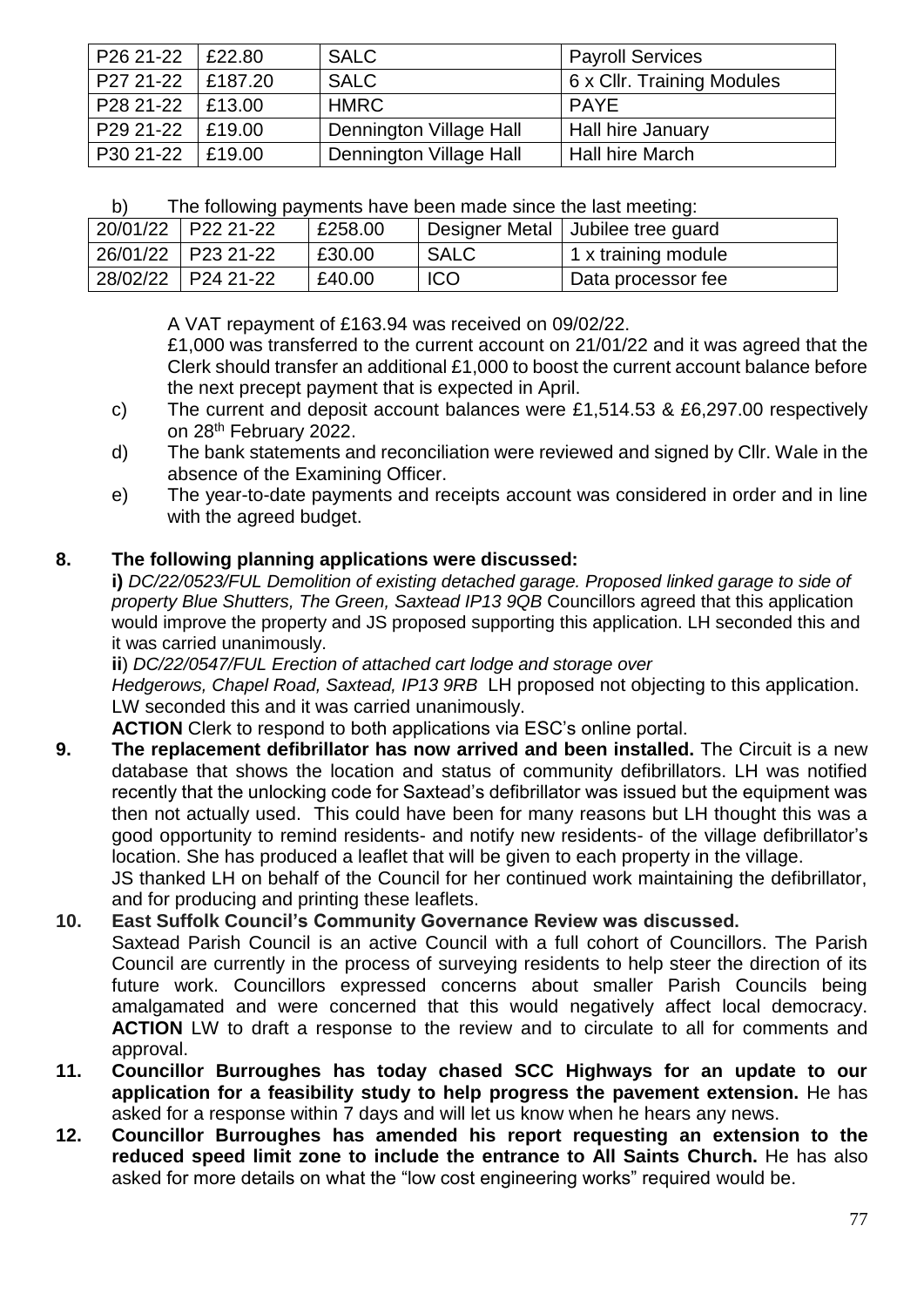| P26 21-22 | £22.80 | SALC | Payroll Services |
|---|---|---|---|
| P27 21-22 | £187.20 | SALC | 6 x Cllr. Training Modules |
| P28 21-22 | £13.00 | HMRC | PAYE |
| P29 21-22 | £19.00 | Dennington Village Hall | Hall hire January |
| P30 21-22 | £19.00 | Dennington Village Hall | Hall hire March |

b) The following payments have been made since the last meeting:

| 20/01/22 | P22 21-22 | £258.00 | Designer Metal | Jubilee tree guard |
|---|---|---|---|---|
| 26/01/22 | P23 21-22 | £30.00 | SALC | 1 x training module |
| 28/02/22 | P24 21-22 | £40.00 | ICO | Data processor fee |

A VAT repayment of £163.94 was received on 09/02/22.

£1,000 was transferred to the current account on 21/01/22 and it was agreed that the Clerk should transfer an additional £1,000 to boost the current account balance before the next precept payment that is expected in April.

c) The current and deposit account balances were £1,514.53 & £6,297.00 respectively on 28th February 2022.

d) The bank statements and reconciliation were reviewed and signed by Cllr. Wale in the absence of the Examining Officer.

e) The year-to-date payments and receipts account was considered in order and in line with the agreed budget.

**8. The following planning applications were discussed:**

**i)** *DC/22/0523/FUL Demolition of existing detached garage. Proposed linked garage to side of property Blue Shutters, The Green, Saxtead IP13 9QB* Councillors agreed that this application would improve the property and JS proposed supporting this application. LH seconded this and it was carried unanimously.

**ii**) *DC/22/0547/FUL Erection of attached cart lodge and storage over Hedgerows, Chapel Road, Saxtead, IP13 9RB* LH proposed not objecting to this application. LW seconded this and it was carried unanimously.

**ACTION** Clerk to respond to both applications via ESC's online portal.

**9. The replacement defibrillator has now arrived and been installed.** The Circuit is a new database that shows the location and status of community defibrillators. LH was notified recently that the unlocking code for Saxtead's defibrillator was issued but the equipment was then not actually used. This could have been for many reasons but LH thought this was a good opportunity to remind residents- and notify new residents- of the village defibrillator's location. She has produced a leaflet that will be given to each property in the village.

JS thanked LH on behalf of the Council for her continued work maintaining the defibrillator, and for producing and printing these leaflets.

**10. East Suffolk Council's Community Governance Review was discussed.**

Saxtead Parish Council is an active Council with a full cohort of Councillors. The Parish Council are currently in the process of surveying residents to help steer the direction of its future work. Councillors expressed concerns about smaller Parish Councils being amalgamated and were concerned that this would negatively affect local democracy. **ACTION** LW to draft a response to the review and to circulate to all for comments and approval.

**11. Councillor Burroughes has today chased SCC Highways for an update to our application for a feasibility study to help progress the pavement extension.** He has asked for a response within 7 days and will let us know when he hears any news.

**12. Councillor Burroughes has amended his report requesting an extension to the reduced speed limit zone to include the entrance to All Saints Church.** He has also asked for more details on what the "low cost engineering works" required would be.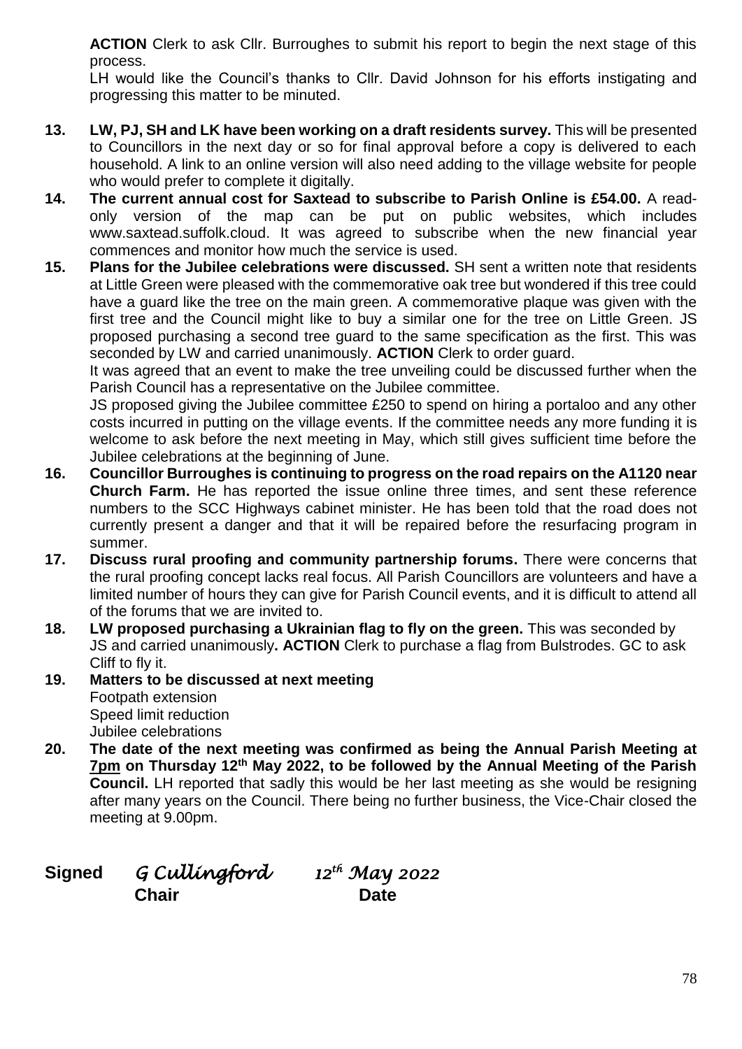**ACTION** Clerk to ask Cllr. Burroughes to submit his report to begin the next stage of this process.

LH would like the Council's thanks to Cllr. David Johnson for his efforts instigating and progressing this matter to be minuted.

13. **LW, PJ, SH and LK have been working on a draft residents survey.** This will be presented to Councillors in the next day or so for final approval before a copy is delivered to each household. A link to an online version will also need adding to the village website for people who would prefer to complete it digitally.
14. **The current annual cost for Saxtead to subscribe to Parish Online is £54.00.** A read-only version of the map can be put on public websites, which includes www.saxtead.suffolk.cloud. It was agreed to subscribe when the new financial year commences and monitor how much the service is used.
15. **Plans for the Jubilee celebrations were discussed.** SH sent a written note that residents at Little Green were pleased with the commemorative oak tree but wondered if this tree could have a guard like the tree on the main green. A commemorative plaque was given with the first tree and the Council might like to buy a similar one for the tree on Little Green. JS proposed purchasing a second tree guard to the same specification as the first. This was seconded by LW and carried unanimously. **ACTION** Clerk to order guard.

    It was agreed that an event to make the tree unveiling could be discussed further when the Parish Council has a representative on the Jubilee committee.

    JS proposed giving the Jubilee committee £250 to spend on hiring a portaloo and any other costs incurred in putting on the village events. If the committee needs any more funding it is welcome to ask before the next meeting in May, which still gives sufficient time before the Jubilee celebrations at the beginning of June.
16. **Councillor Burroughes is continuing to progress on the road repairs on the A1120 near Church Farm.** He has reported the issue online three times, and sent these reference numbers to the SCC Highways cabinet minister. He has been told that the road does not currently present a danger and that it will be repaired before the resurfacing program in summer.
17. **Discuss rural proofing and community partnership forums.** There were concerns that the rural proofing concept lacks real focus. All Parish Councillors are volunteers and have a limited number of hours they can give for Parish Council events, and it is difficult to attend all of the forums that we are invited to.
18. **LW proposed purchasing a Ukrainian flag to fly on the green.** This was seconded by JS and carried unanimously**. ACTION** Clerk to purchase a flag from Bulstrodes. GC to ask Cliff to fly it.
19. **Matters to be discussed at next meeting**
    Footpath extension
    Speed limit reduction
    Jubilee celebrations
20. **The date of the next meeting was confirmed as being the Annual Parish Meeting at 7pm on Thursday 12th May 2022, to be followed by the Annual Meeting of the Parish Council.** LH reported that sadly this would be her last meeting as she would be resigning after many years on the Council. There being no further business, the Vice-Chair closed the meeting at 9.00pm.

**Signed** *G Cullingford* *12th May 2022*
**Chair** **Date**